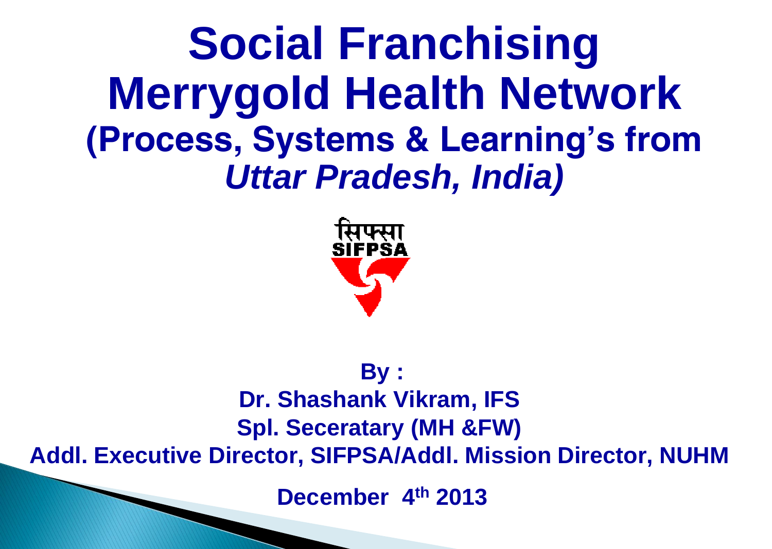# Social Franchising Merrygold Health Network

## (Process, Systems & Learning's from *Uttar Pradesh, India)*

सिफ्सा
SIFPSA

**By :**

**Dr. Shashank Vikram, IFS**

**Spl. Seceratary (MH &FW)**

**Addl. Executive Director, SIFPSA/Addl. Mission Director, NUHM**

**December 4th 2013**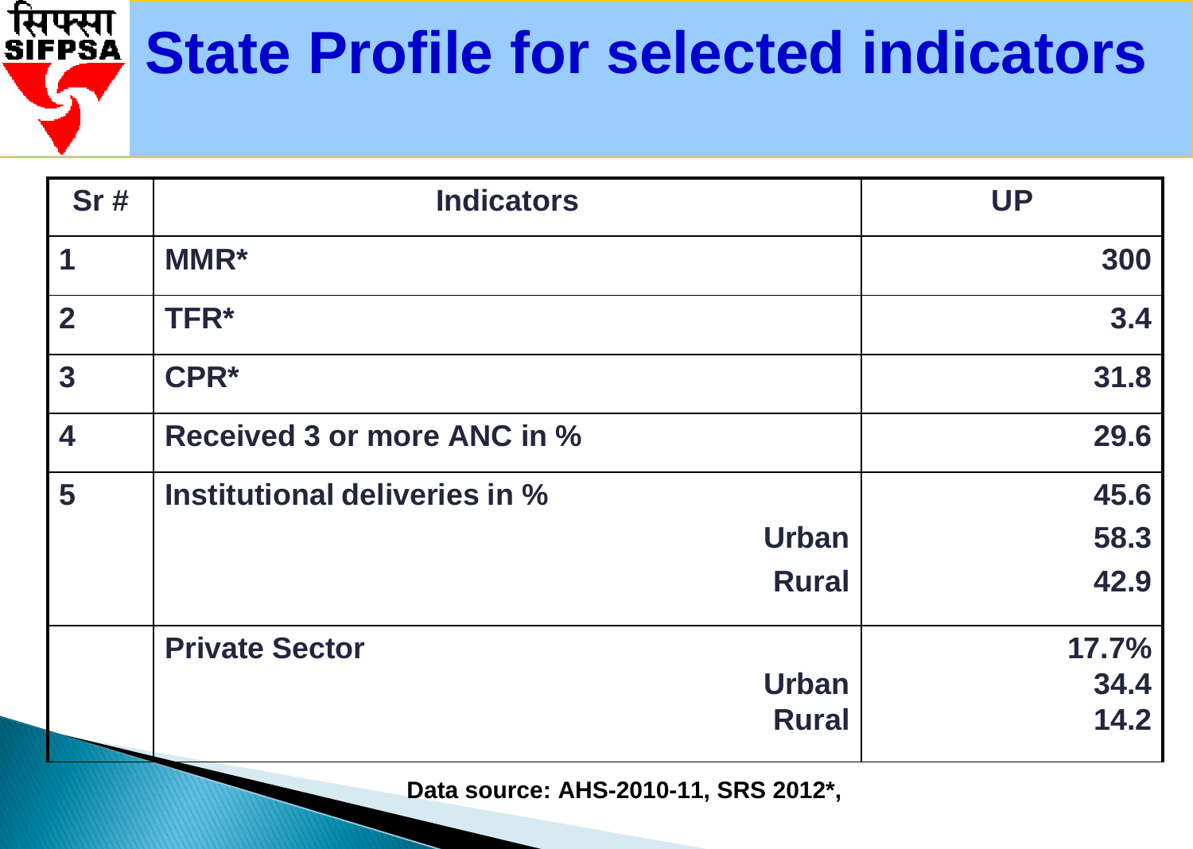# State Profile for selected indicators

| Sr # | Indicators | UP |
|---|---|---|
| 1 | MMR* | 300 |
| 2 | TFR* | 3.4 |
| 3 | CPR* | 31.8 |
| 4 | Received 3 or more ANC in % | 29.6 |
| 5 | Institutional deliveries in % | 45.6 |
| | Urban | 58.3 |
| | Rural | 42.9 |
| | Private Sector | 17.7% |
| | Urban | 34.4 |
| | Rural | 14.2 |

**Data source: AHS-2010-11, SRS 2012*,**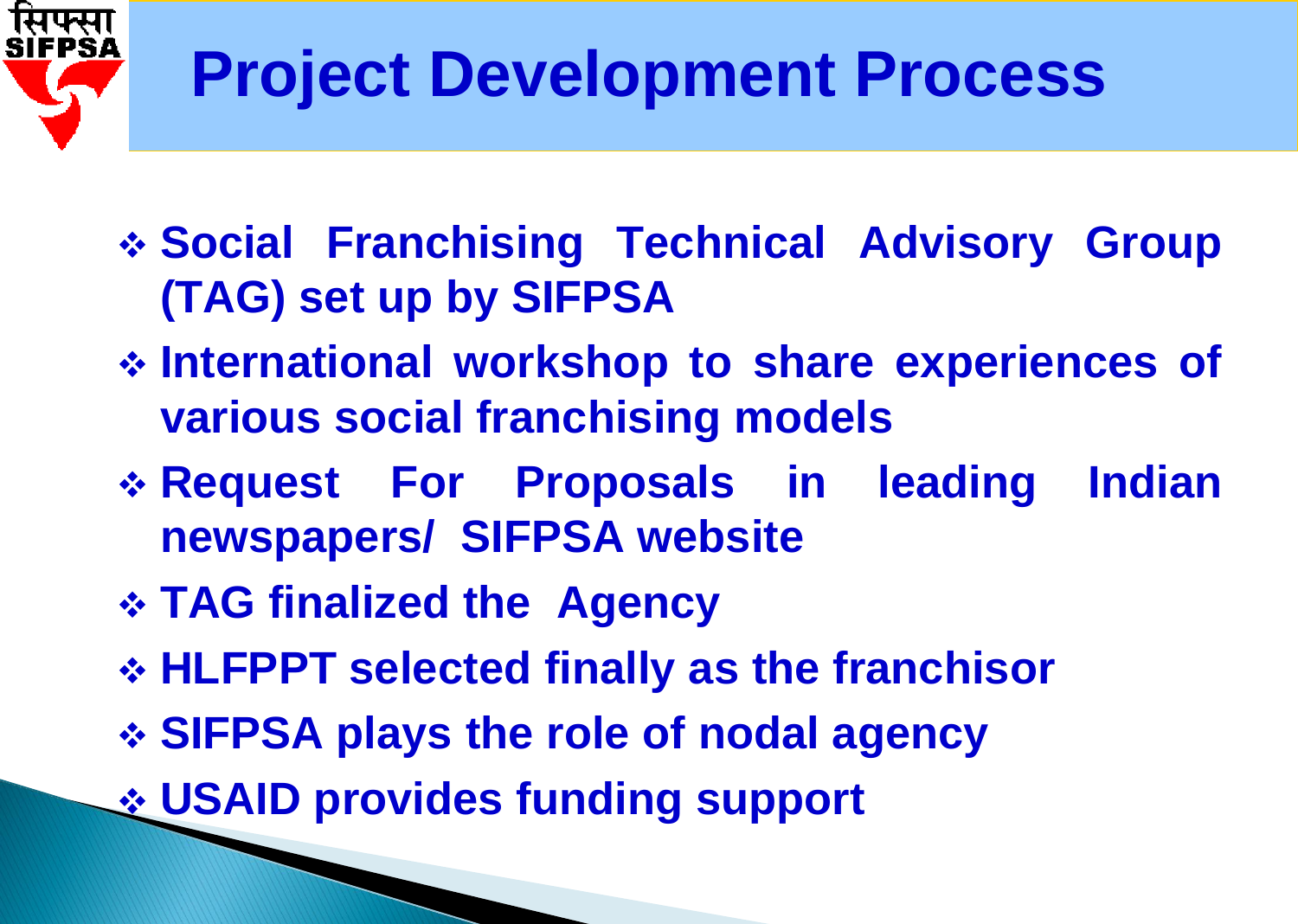# Project Development Process

- Social Franchising Technical Advisory Group (TAG) set up by SIFPSA
- International workshop to share experiences of various social franchising models
- Request For Proposals in leading Indian newspapers/ SIFPSA website
- TAG finalized the Agency
- HLFPPT selected finally as the franchisor
- SIFPSA plays the role of nodal agency
- USAID provides funding support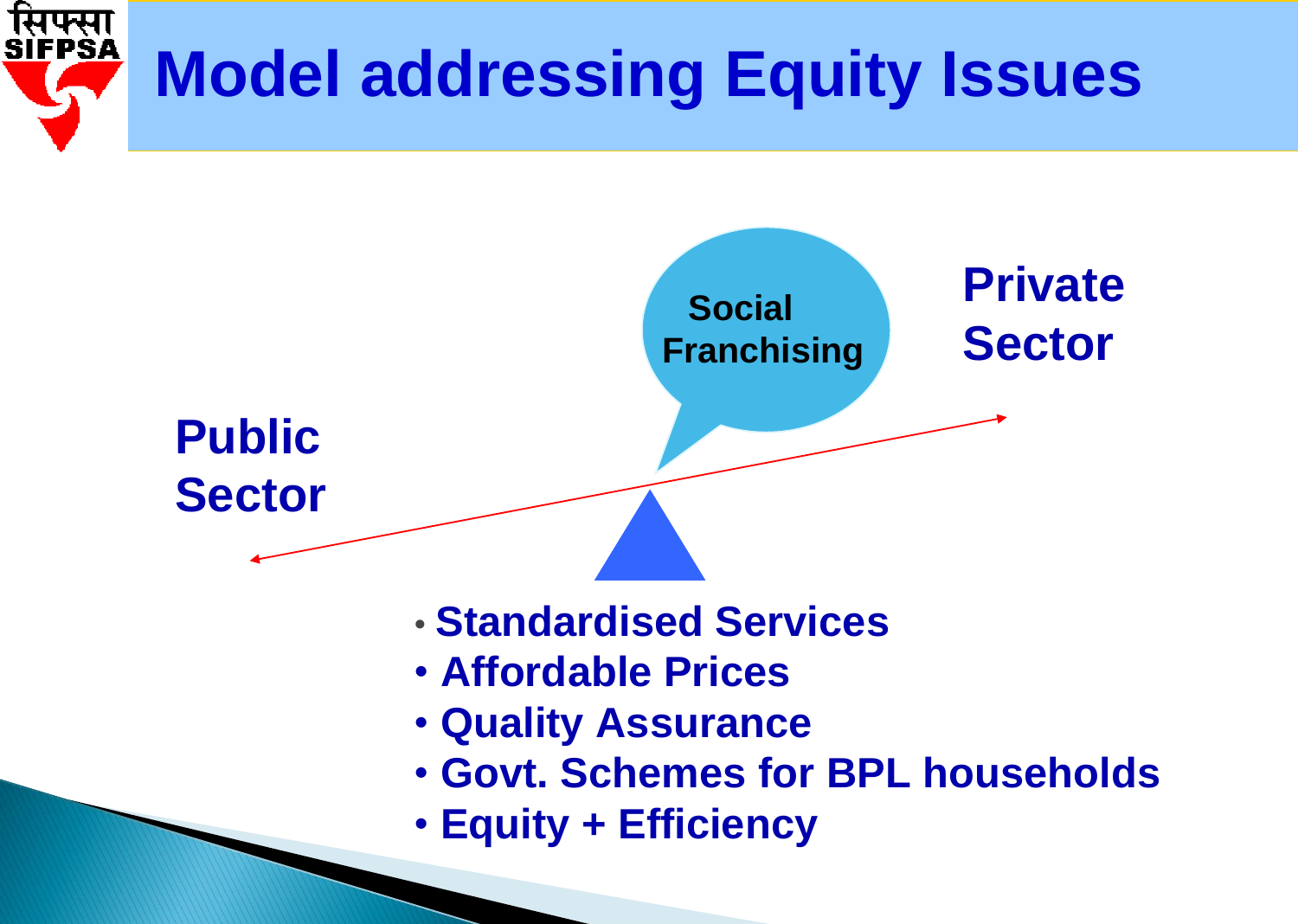# Model addressing Equity Issues

Social Franchising

Private Sector

Public Sector

- Standardised Services
- Affordable Prices
- Quality Assurance
- Govt. Schemes for BPL households
- Equity + Efficiency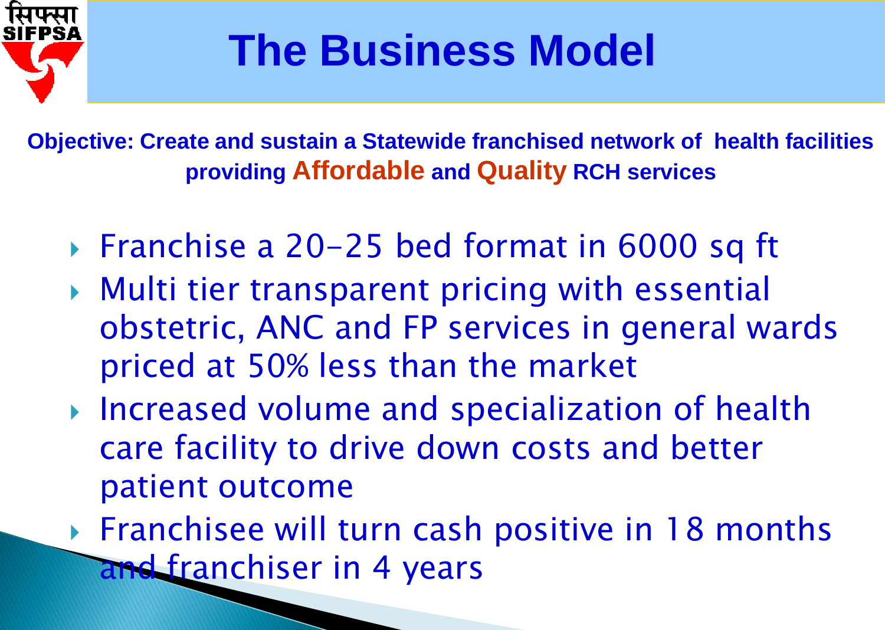# The Business Model

**Objective: Create and sustain a Statewide franchised network of health facilities providing Affordable and Quality RCH services**

- Franchise a 20-25 bed format in 6000 sq ft
- Multi tier transparent pricing with essential obstetric, ANC and FP services in general wards priced at 50% less than the market
- Increased volume and specialization of health care facility to drive down costs and better patient outcome
- Franchisee will turn cash positive in 18 months and franchiser in 4 years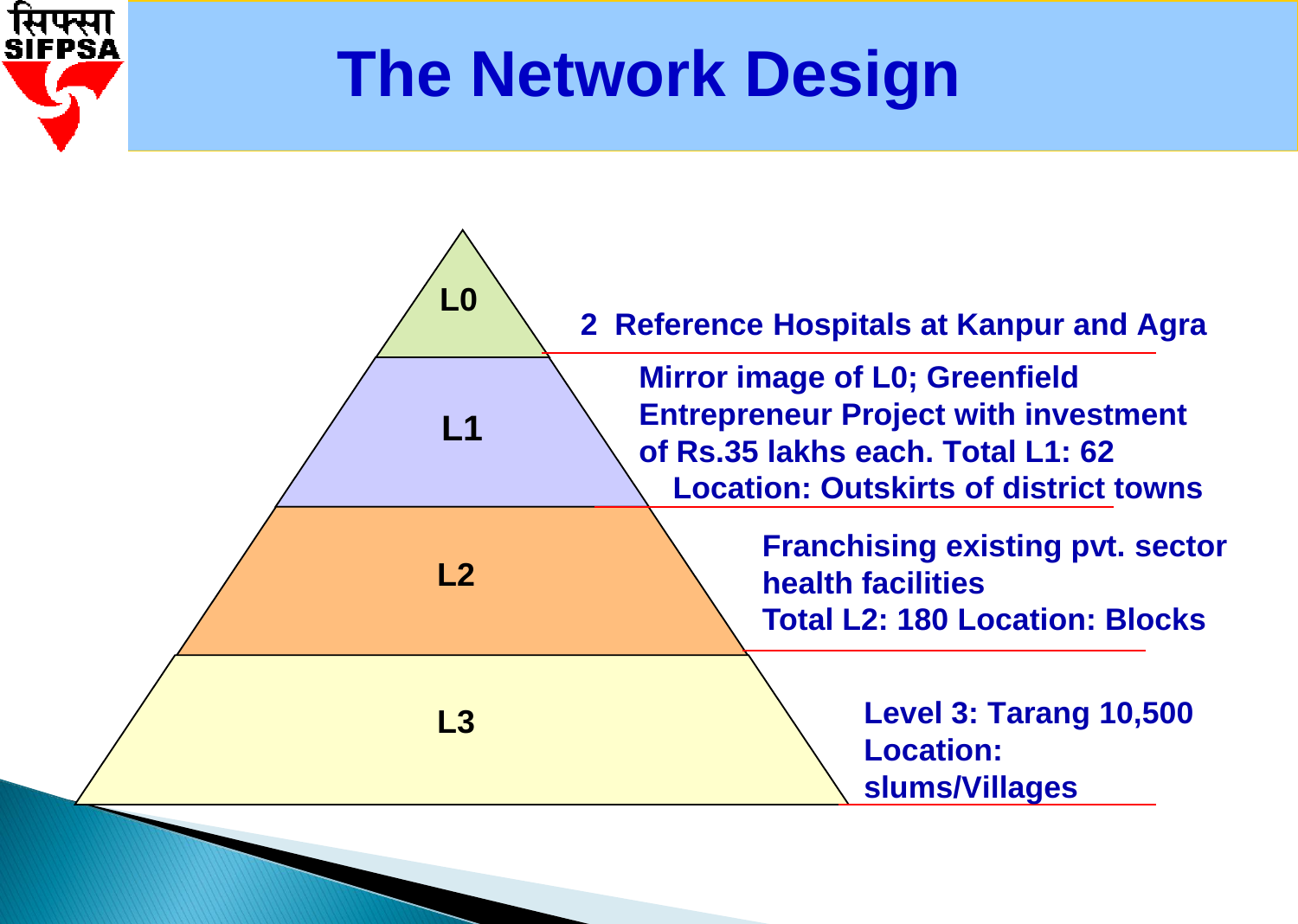# The Network Design

**L0** — 2 Reference Hospitals at Kanpur and Agra

**L1** — Mirror image of L0; Greenfield Entrepreneur Project with investment of Rs.35 lakhs each. Total L1: 62
Location: Outskirts of district towns

**L2** — Franchising existing pvt. sector health facilities
Total L2: 180 Location: Blocks

**L3** — Level 3: Tarang 10,500
Location: slums/Villages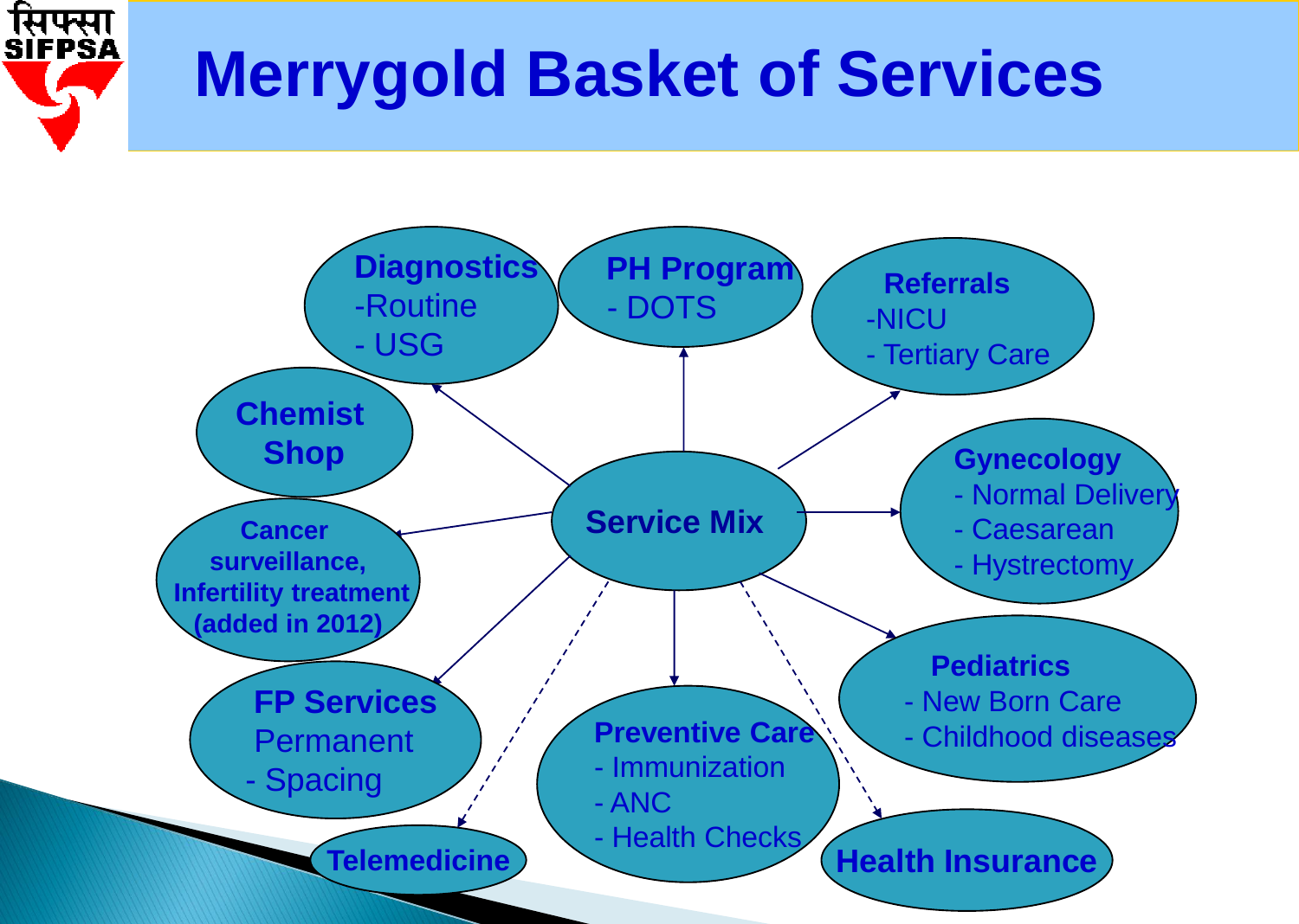# Merrygold Basket of Services

**Service Mix**

- **Diagnostics**
  - Routine
  - USG
- **PH Program**
  - DOTS
- **Referrals**
  - NICU
  - Tertiary Care
- **Chemist Shop**
- **Gynecology**
  - Normal Delivery
  - Caesarean
  - Hystrectomy
- **Cancer surveillance, Infertility treatment (added in 2012)**
- **Pediatrics**
  - New Born Care
  - Childhood diseases
- **FP Services**
  - Permanent
  - Spacing
- **Preventive Care**
  - Immunization
  - ANC
  - Health Checks
- **Telemedicine**
- **Health Insurance**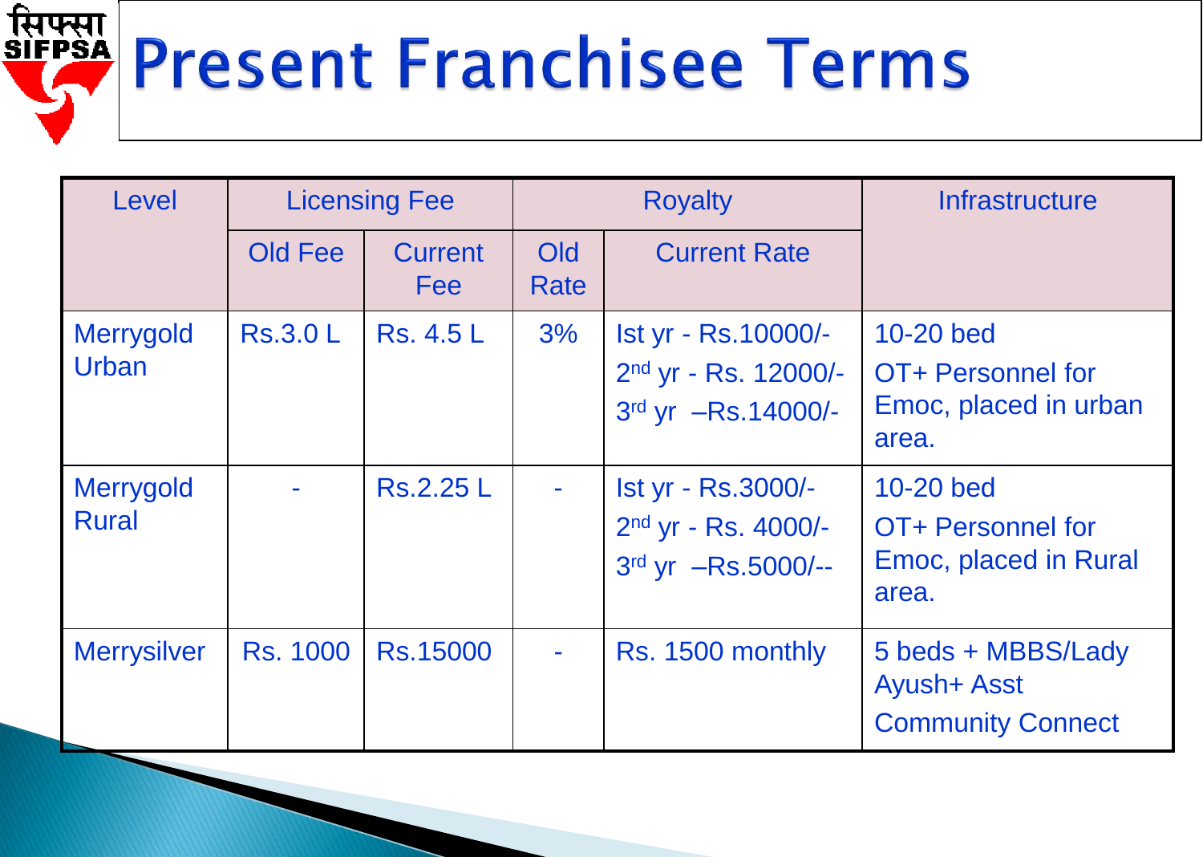# Present Franchisee Terms

| Level | Licensing Fee | | Royalty | | Infrastructure |
|---|---|---|---|---|---|
| | Old Fee | Current Fee | Old Rate | Current Rate | |
| Merrygold Urban | Rs.3.0 L | Rs. 4.5 L | 3% | Ist yr - Rs.10000/-<br>2nd yr - Rs. 12000/-<br>3rd yr –Rs.14000/- | 10-20 bed<br>OT+ Personnel for Emoc, placed in urban area. |
| Merrygold Rural | - | Rs.2.25 L | - | Ist yr - Rs.3000/-<br>2nd yr - Rs. 4000/-<br>3rd yr –Rs.5000/-- | 10-20 bed<br>OT+ Personnel for Emoc, placed in Rural area. |
| Merrysilver | Rs. 1000 | Rs.15000 | - | Rs. 1500 monthly | 5 beds + MBBS/Lady Ayush+ Asst<br>Community Connect |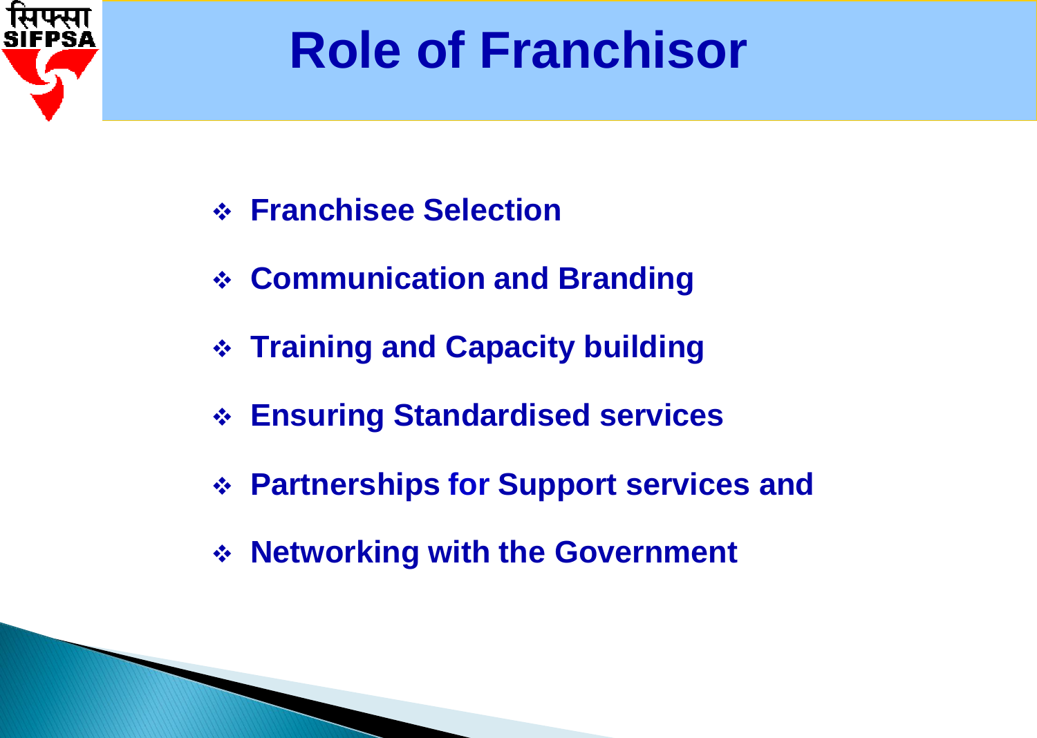# Role of Franchisor

- Franchisee Selection
- Communication and Branding
- Training and Capacity building
- Ensuring Standardised services
- Partnerships for Support services and
- Networking with the Government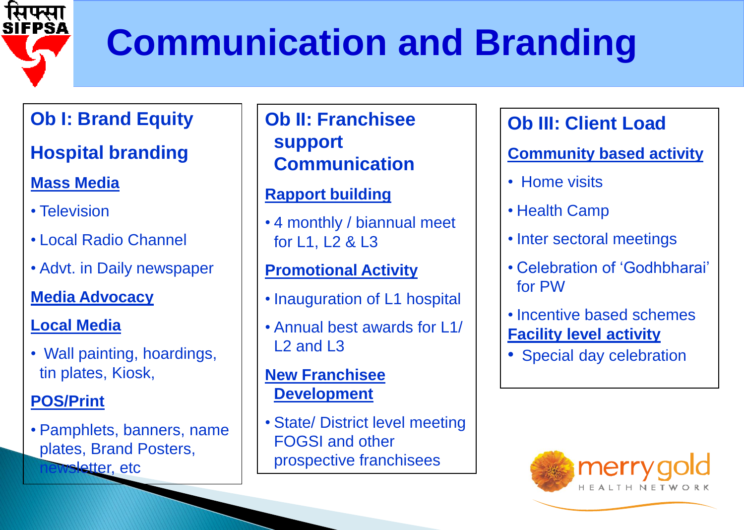# Communication and Branding

## Ob I: Brand Equity

### Hospital branding

**Mass Media**

- Television
- Local Radio Channel
- Advt. in Daily newspaper

**Media Advocacy**

**Local Media**

- Wall painting, hoardings, tin plates, Kiosk,

**POS/Print**

- Pamphlets, banners, name plates, Brand Posters, newsletter, etc

## Ob II: Franchisee support Communication

**Rapport building**

- 4 monthly / biannual meet for L1, L2 & L3

**Promotional Activity**

- Inauguration of L1 hospital
- Annual best awards for L1/ L2 and L3

**New Franchisee Development**

- State/ District level meeting FOGSI and other prospective franchisees

## Ob III: Client Load

**Community based activity**

- Home visits
- Health Camp
- Inter sectoral meetings
- Celebration of 'Godhbharai' for PW
- Incentive based schemes

**Facility level activity**

- Special day celebration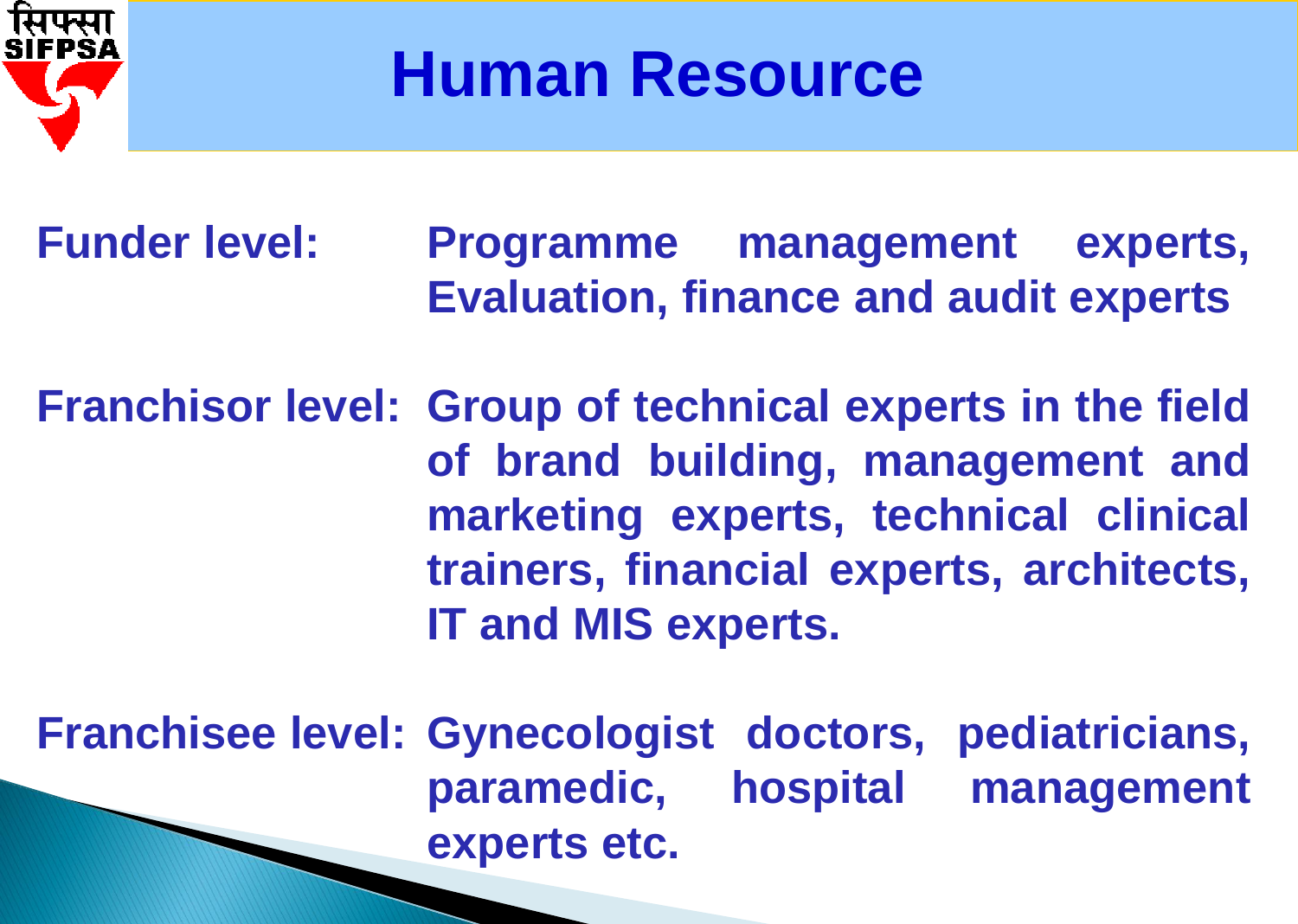# Human Resource

**Funder level:** Programme management experts, Evaluation, finance and audit experts

**Franchisor level:** Group of technical experts in the field of brand building, management and marketing experts, technical clinical trainers, financial experts, architects, IT and MIS experts.

**Franchisee level:** Gynecologist doctors, pediatricians, paramedic, hospital management experts etc.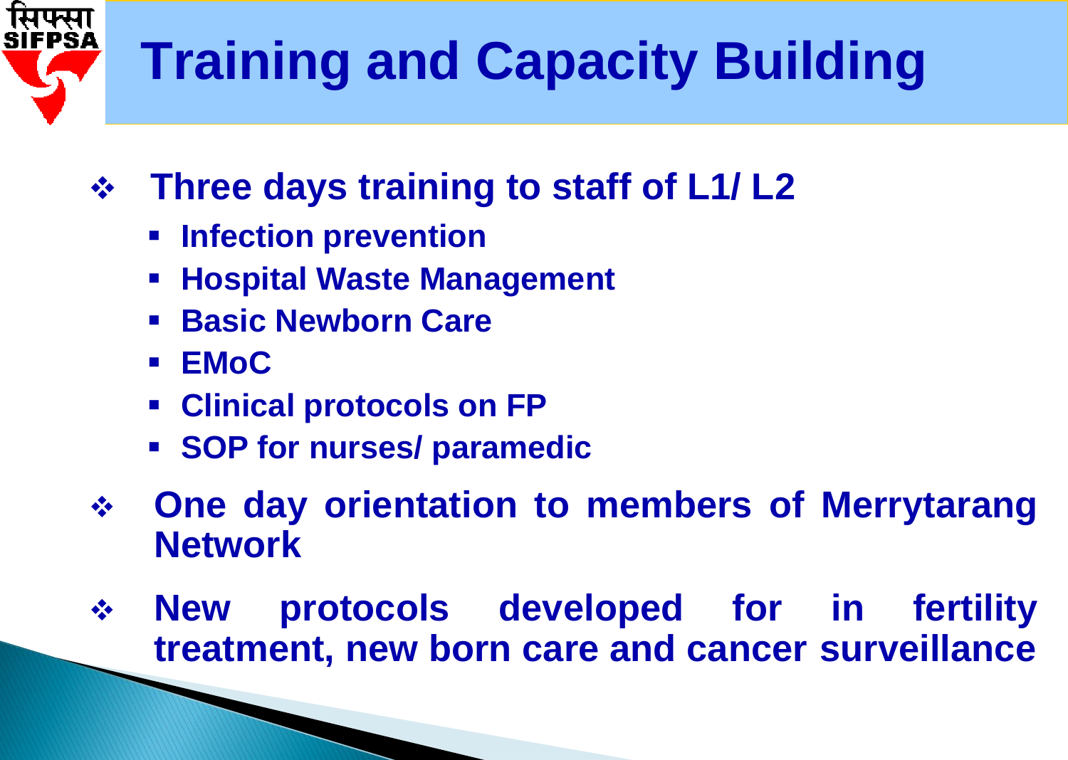# Training and Capacity Building

- **Three days training to staff of L1/ L2**
  - **Infection prevention**
  - **Hospital Waste Management**
  - **Basic Newborn Care**
  - **EMoC**
  - **Clinical protocols on FP**
  - **SOP for nurses/ paramedic**
- **One day orientation to members of Merrytarang Network**
- **New protocols developed for in fertility treatment, new born care and cancer surveillance**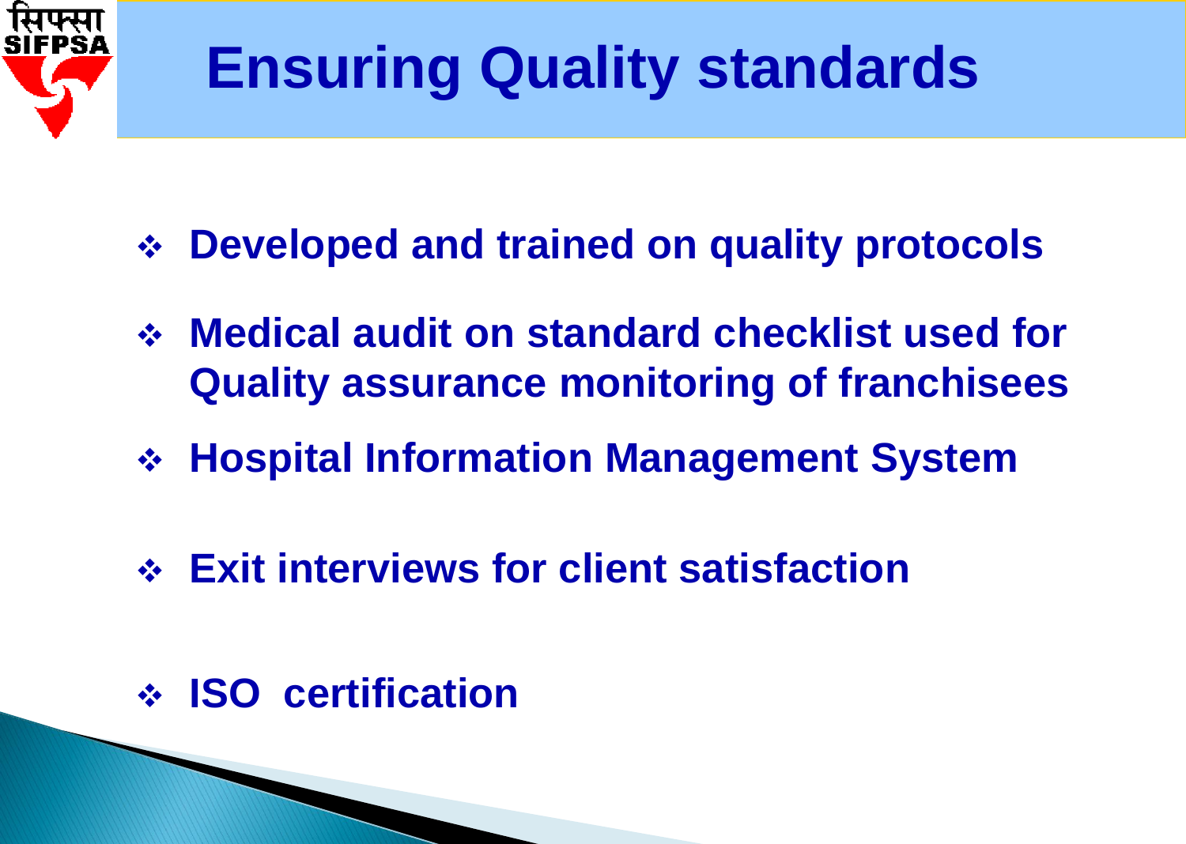# Ensuring Quality standards

- Developed and trained on quality protocols
- Medical audit on standard checklist used for Quality assurance monitoring of franchisees
- Hospital Information Management System
- Exit interviews for client satisfaction
- ISO certification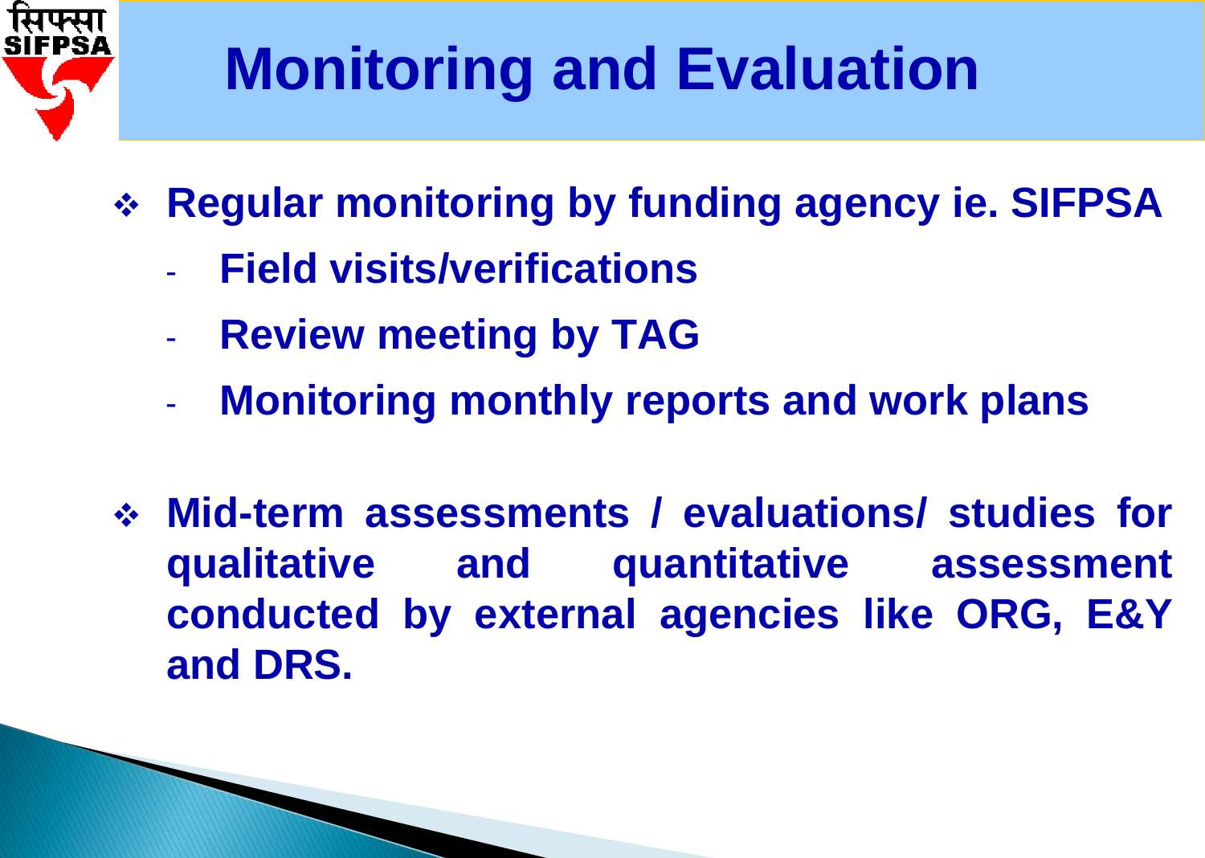# Monitoring and Evaluation

- **Regular monitoring by funding agency ie. SIFPSA**
  - **Field visits/verifications**
  - **Review meeting by TAG**
  - **Monitoring monthly reports and work plans**

- **Mid-term assessments / evaluations/ studies for qualitative and quantitative assessment conducted by external agencies like ORG, E&Y and DRS.**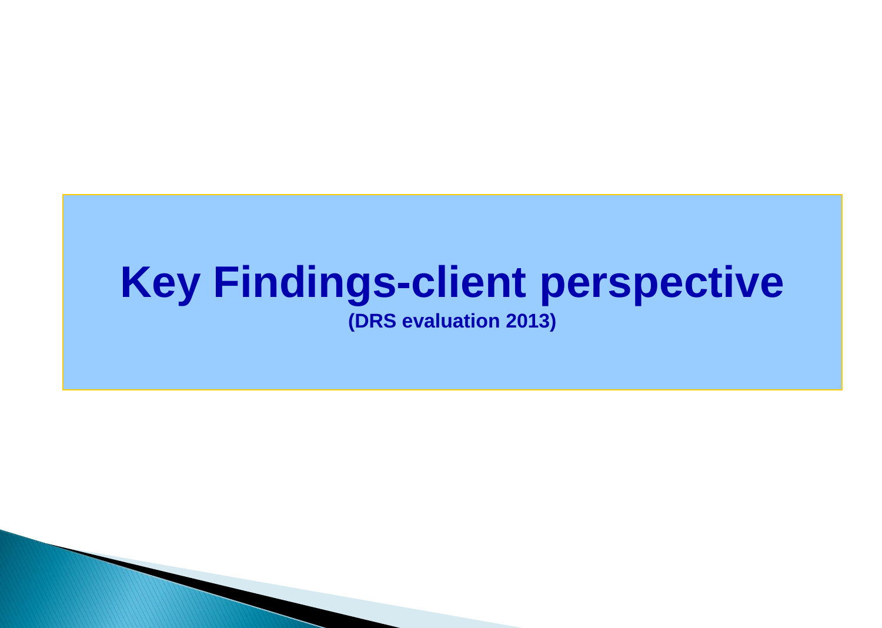# Key Findings-client perspective

**(DRS evaluation 2013)**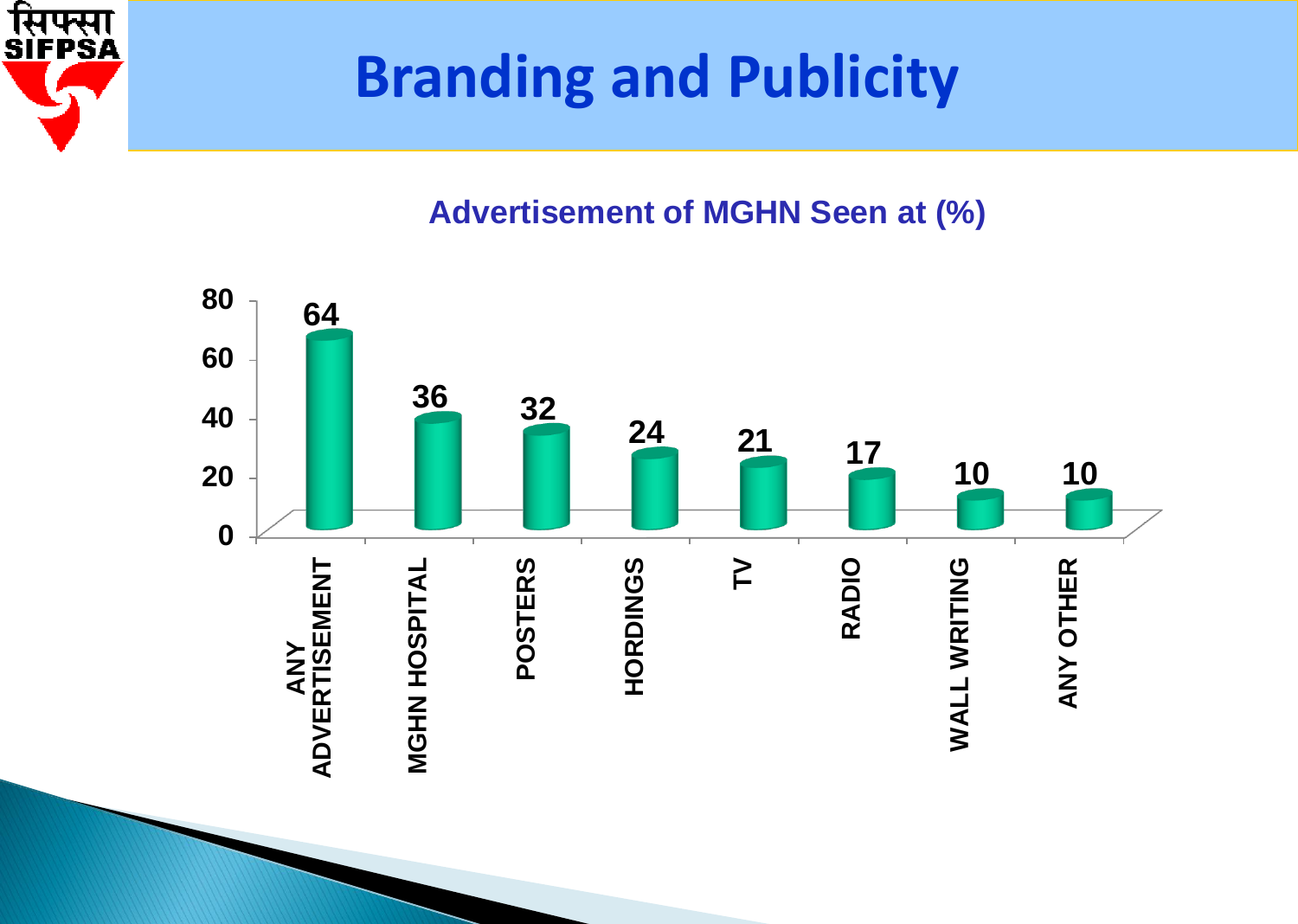# Branding and Publicity

**Advertisement of MGHN Seen at (%)**

| Source | % |
|---|---|
| ANY ADVERTISEMENT | 64 |
| MGHN HOSPITAL | 36 |
| POSTERS | 32 |
| HORDINGS | 24 |
| TV | 21 |
| RADIO | 17 |
| WALL WRITING | 10 |
| ANY OTHER | 10 |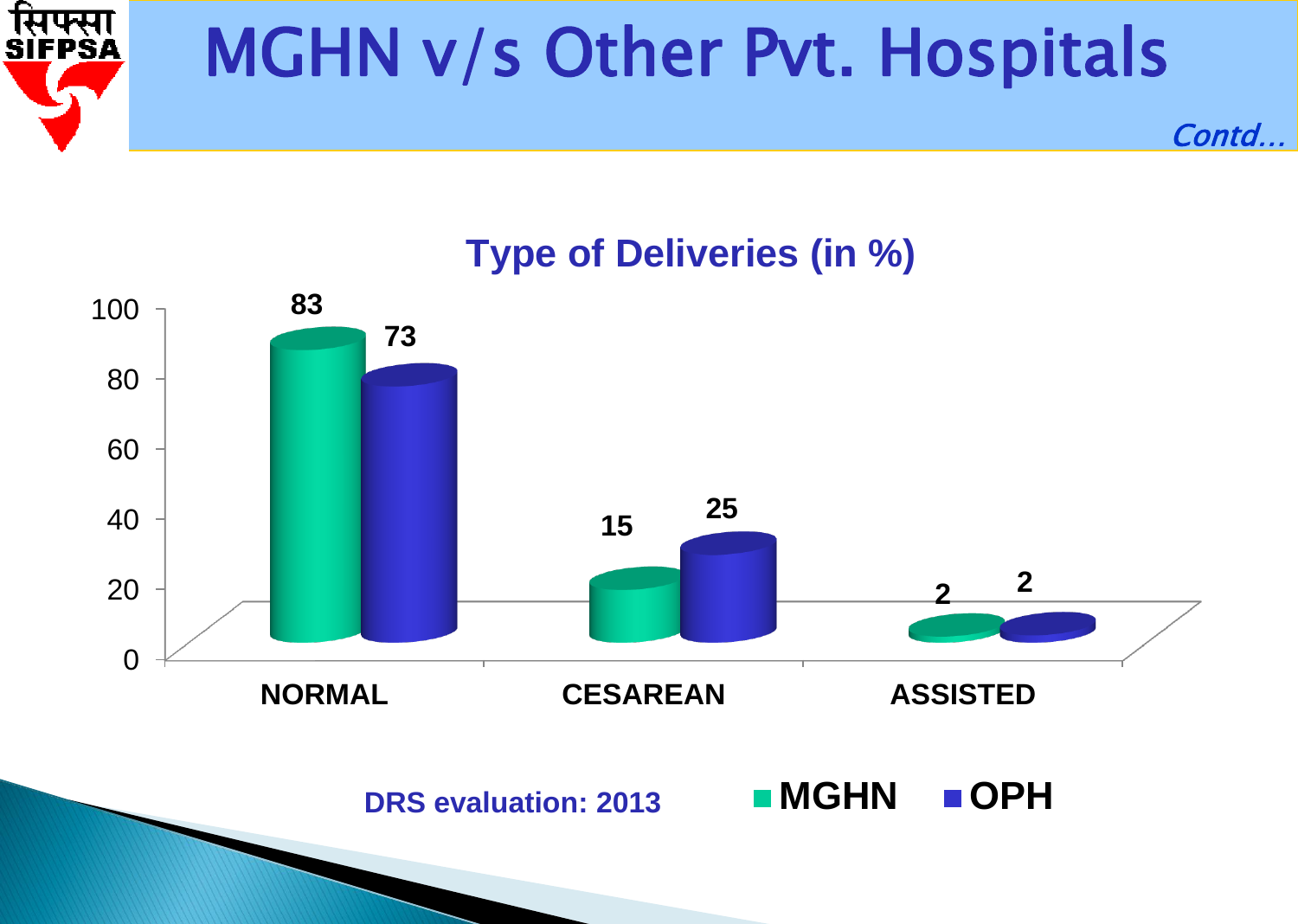# MGHN v/s Other Pvt. Hospitals

*Contd…*

**Type of Deliveries (in %)**

| | NORMAL | CESAREAN | ASSISTED |
|---|---|---|---|
| MGHN | 83 | 15 | 2 |
| OPH | 73 | 25 | 2 |

**DRS evaluation: 2013**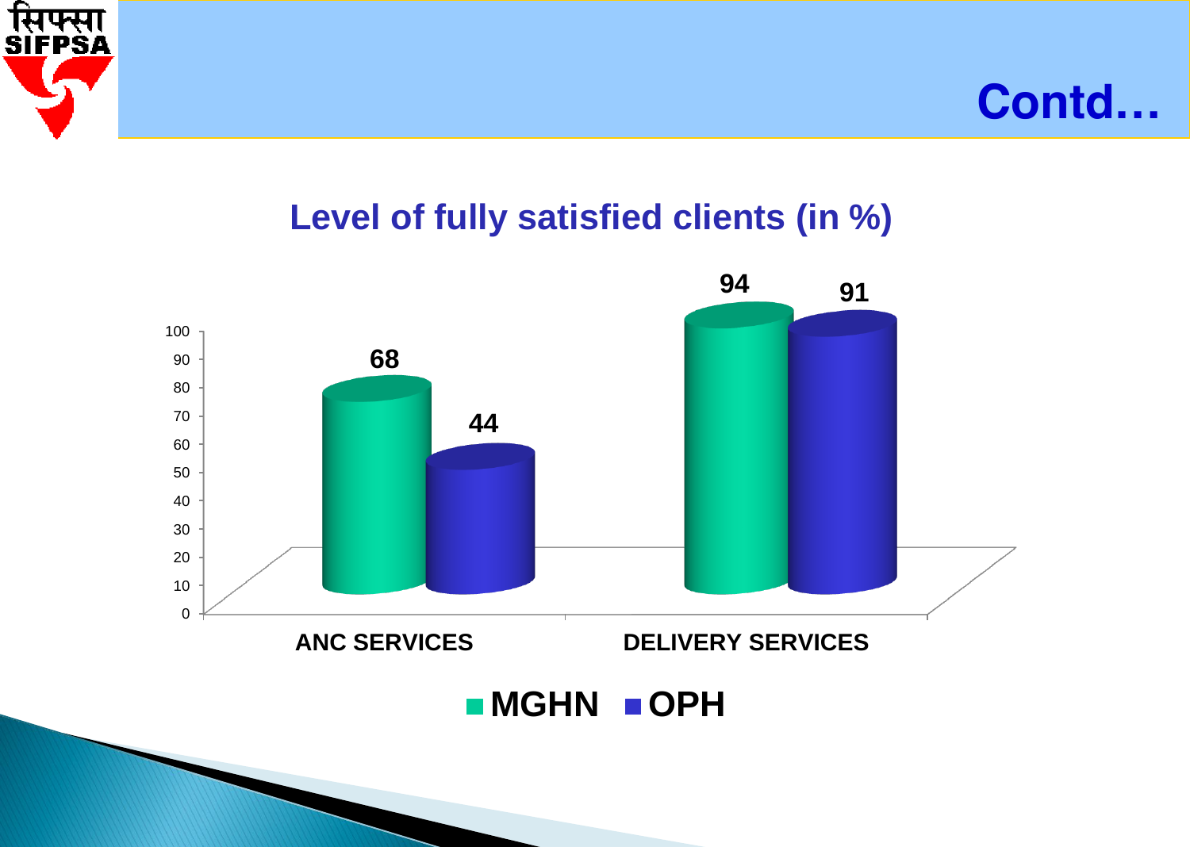# Contd…

## Level of fully satisfied clients (in %)

| | MGHN | OPH |
|---|---|---|
| ANC SERVICES | 68 | 44 |
| DELIVERY SERVICES | 94 | 91 |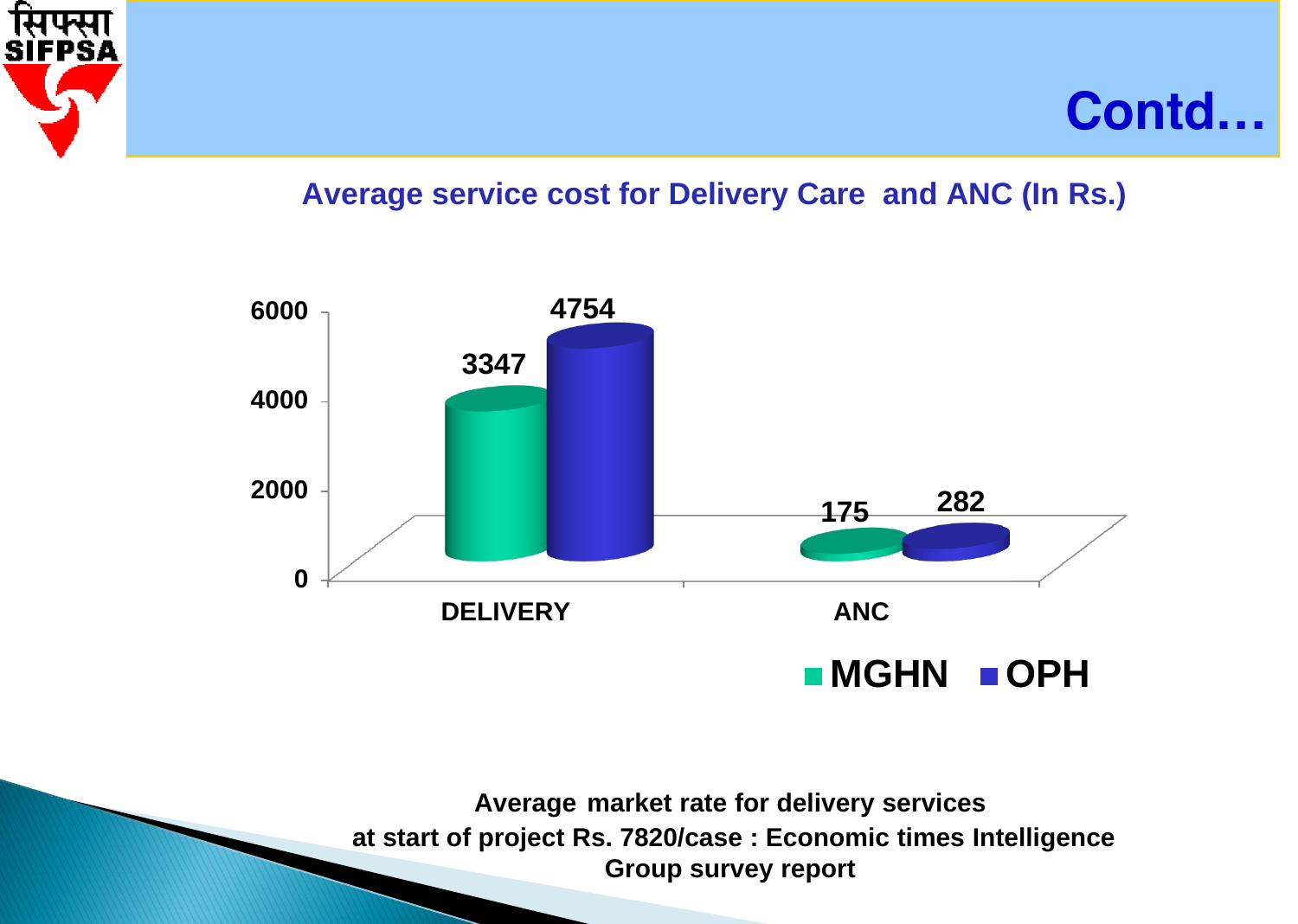# Contd…

## Average service cost for Delivery Care and ANC (In Rs.)

| | MGHN | OPH |
|---|---|---|
| DELIVERY | 3347 | 4754 |
| ANC | 175 | 282 |

**Average market rate for delivery services at start of project Rs. 7820/case : Economic times Intelligence Group survey report**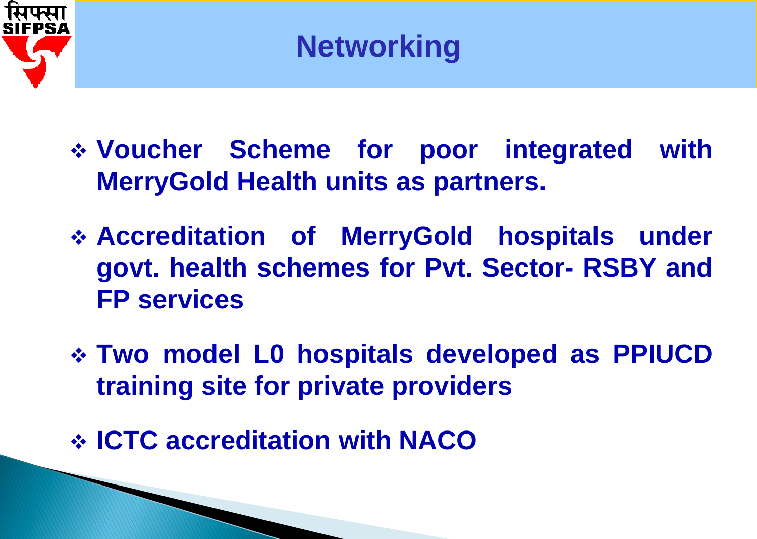# Networking

- **Voucher Scheme for poor integrated with MerryGold Health units as partners.**
- **Accreditation of MerryGold hospitals under govt. health schemes for Pvt. Sector- RSBY and FP services**
- **Two model L0 hospitals developed as PPIUCD training site for private providers**
- **ICTC accreditation with NACO**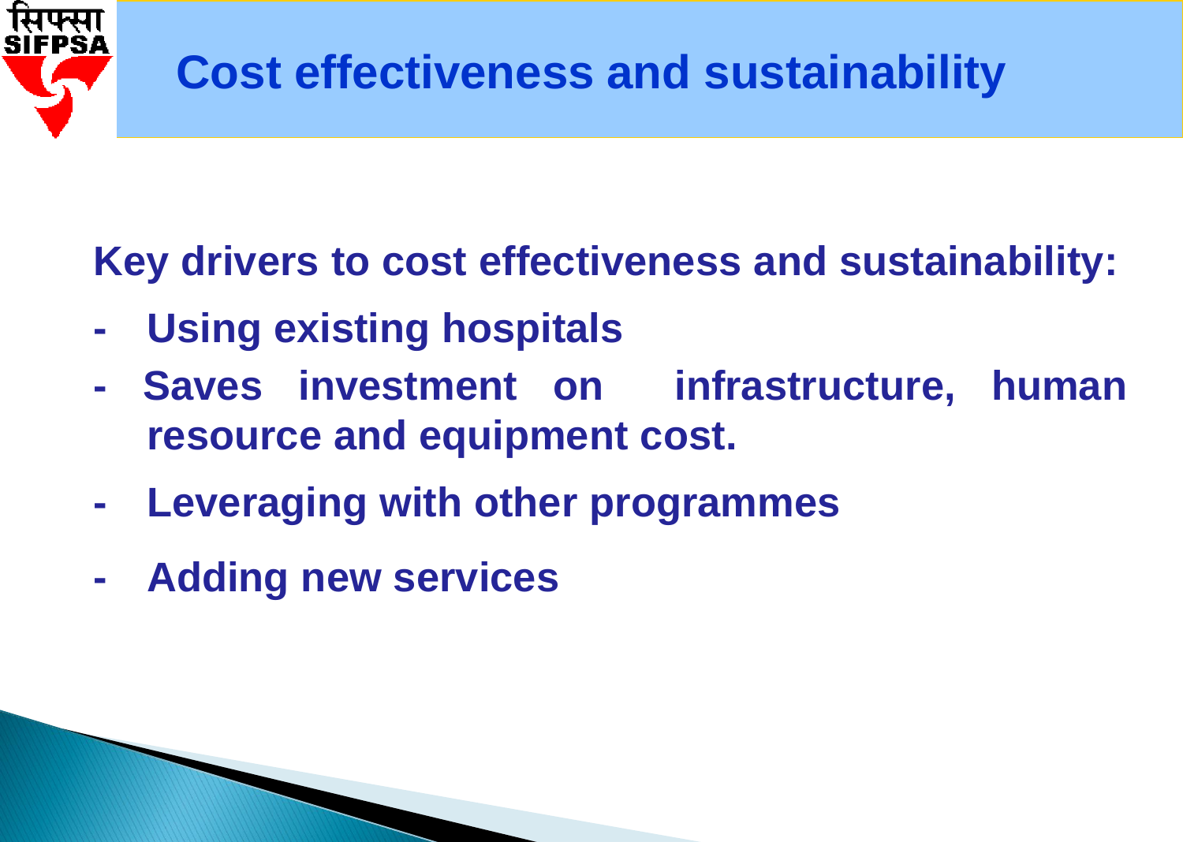# Cost effectiveness and sustainability

**Key drivers to cost effectiveness and sustainability:**

- **Using existing hospitals**
- **Saves investment on infrastructure, human resource and equipment cost.**
- **Leveraging with other programmes**
- **Adding new services**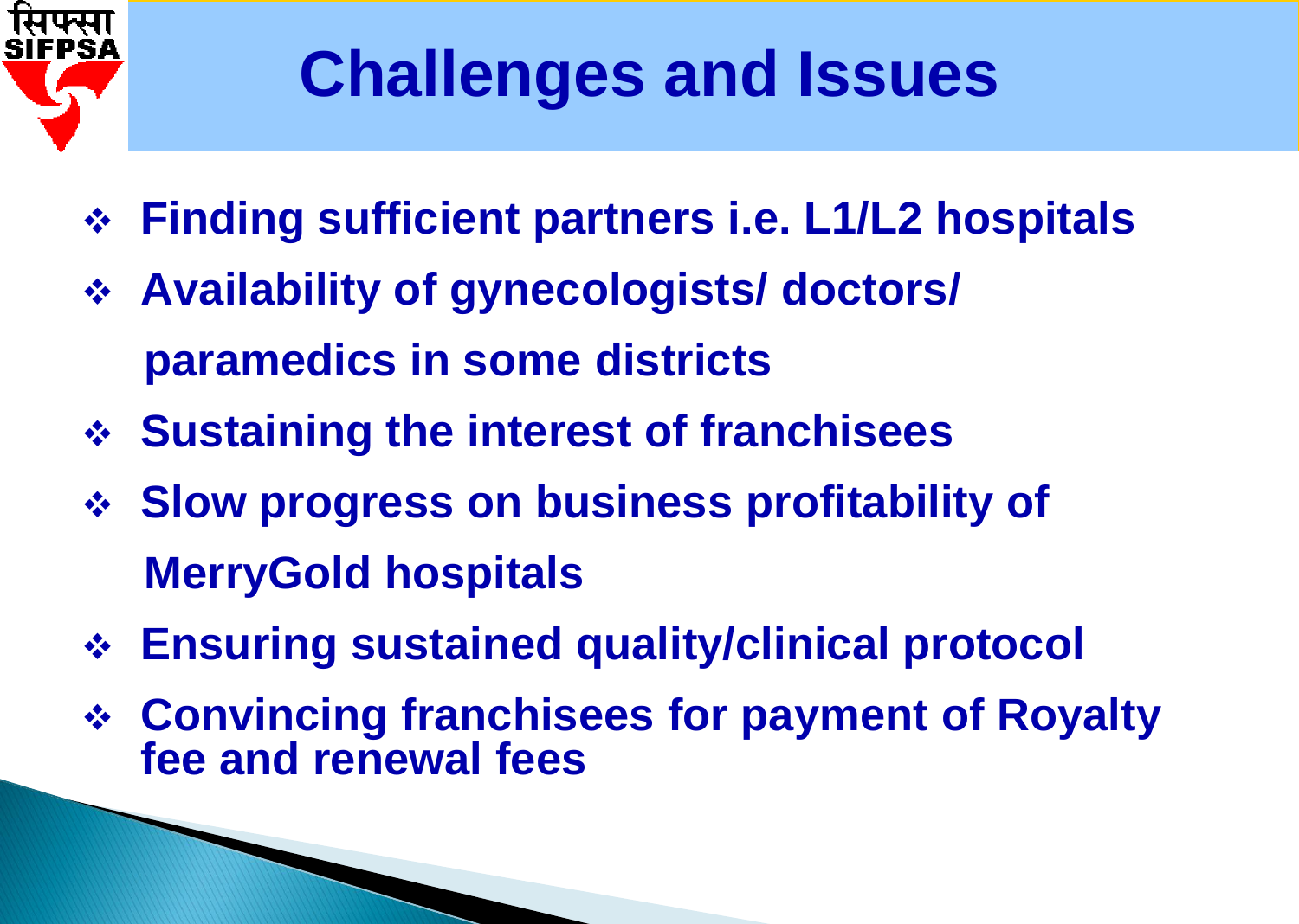# Challenges and Issues

- Finding sufficient partners i.e. L1/L2 hospitals
- Availability of gynecologists/ doctors/ paramedics in some districts
- Sustaining the interest of franchisees
- Slow progress on business profitability of MerryGold hospitals
- Ensuring sustained quality/clinical protocol
- Convincing franchisees for payment of Royalty fee and renewal fees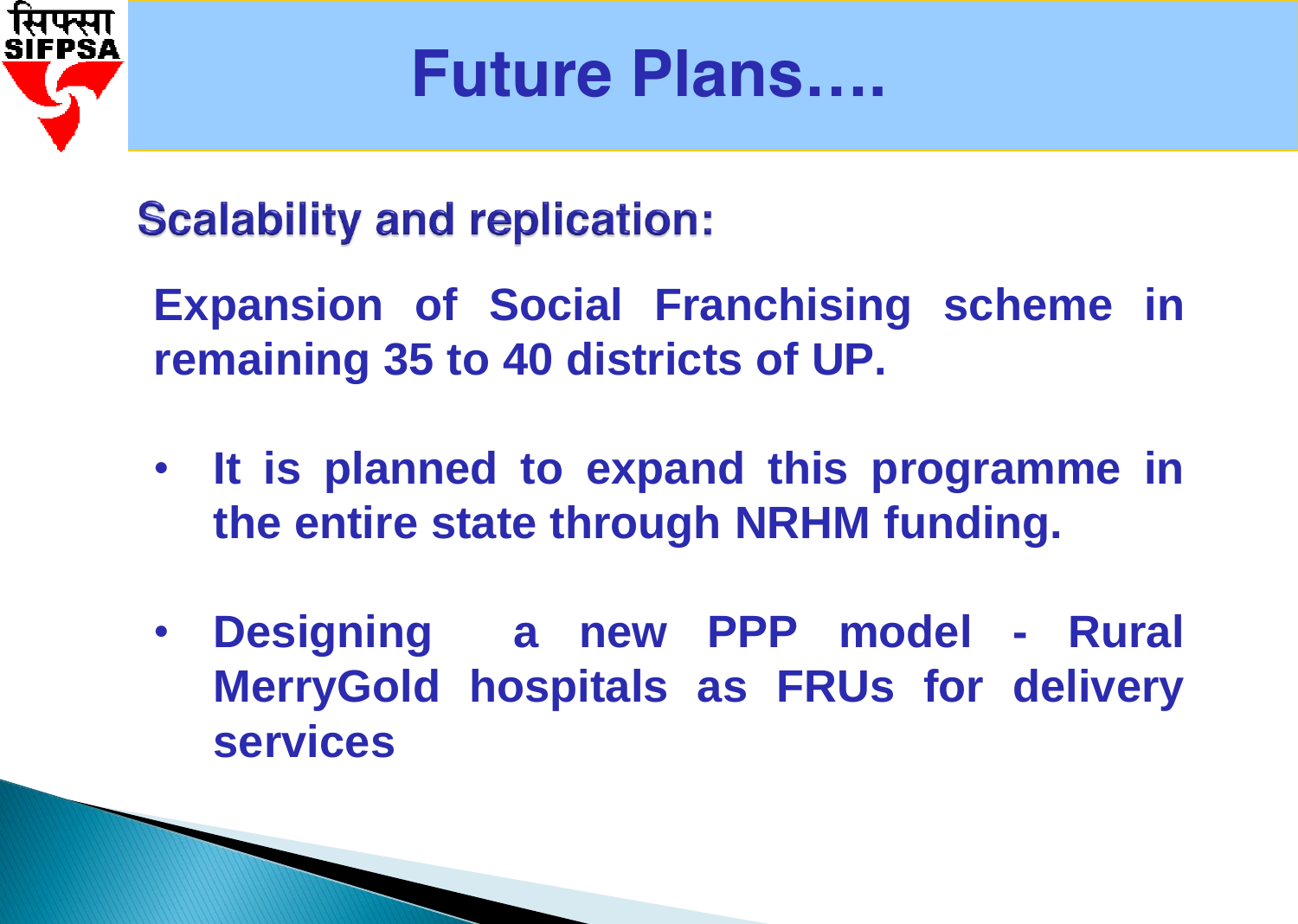# Future Plans….

## Scalability and replication:

**Expansion of Social Franchising scheme in remaining 35 to 40 districts of UP.**

- **It is planned to expand this programme in the entire state through NRHM funding.**
- **Designing a new PPP model - Rural MerryGold hospitals as FRUs for delivery services**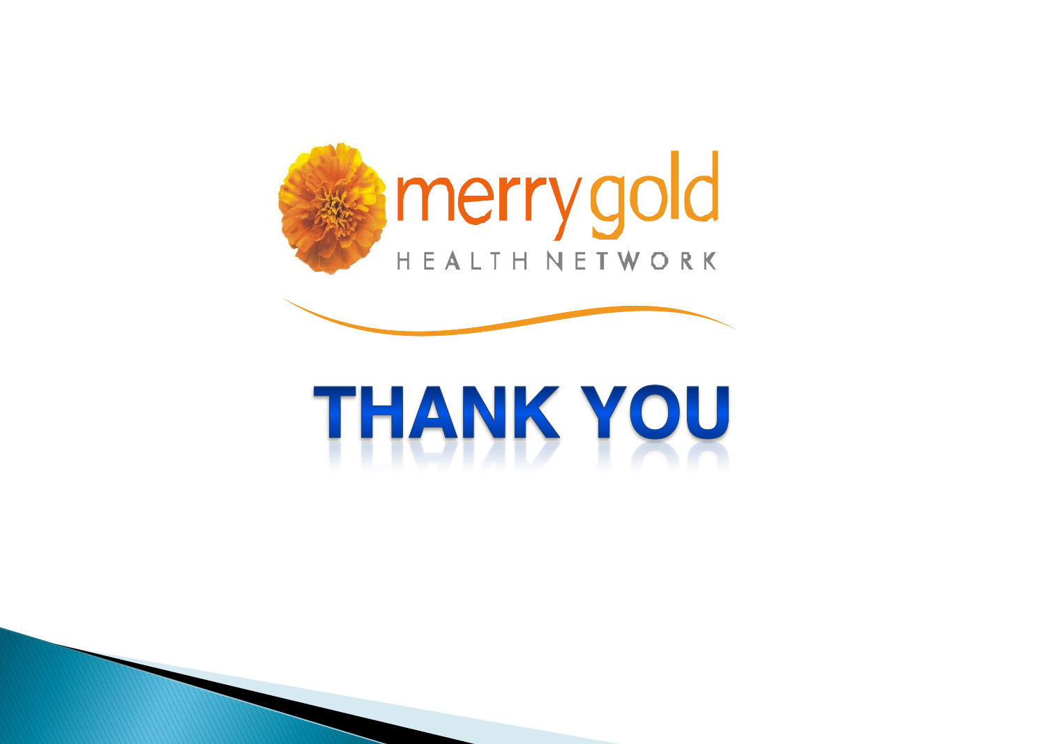merry gold

HEALTH NETWORK

# THANK YOU